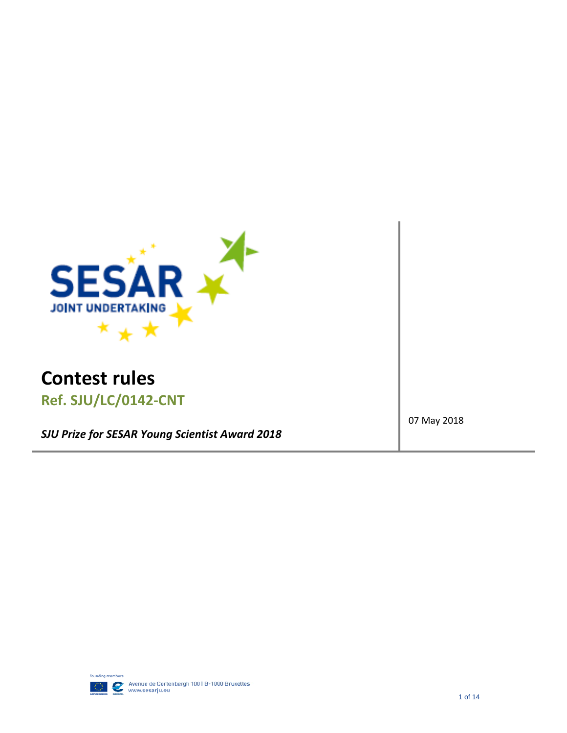# Contest rules

## Ref. SJU/LC/0142-CNT

*SJU Prize for SESAR Young Scientist Award 2018*

07 May 2018

founding members

Avenue de Cortenbergh 100 | B-1000 Bruxelles
www.sesarju.eu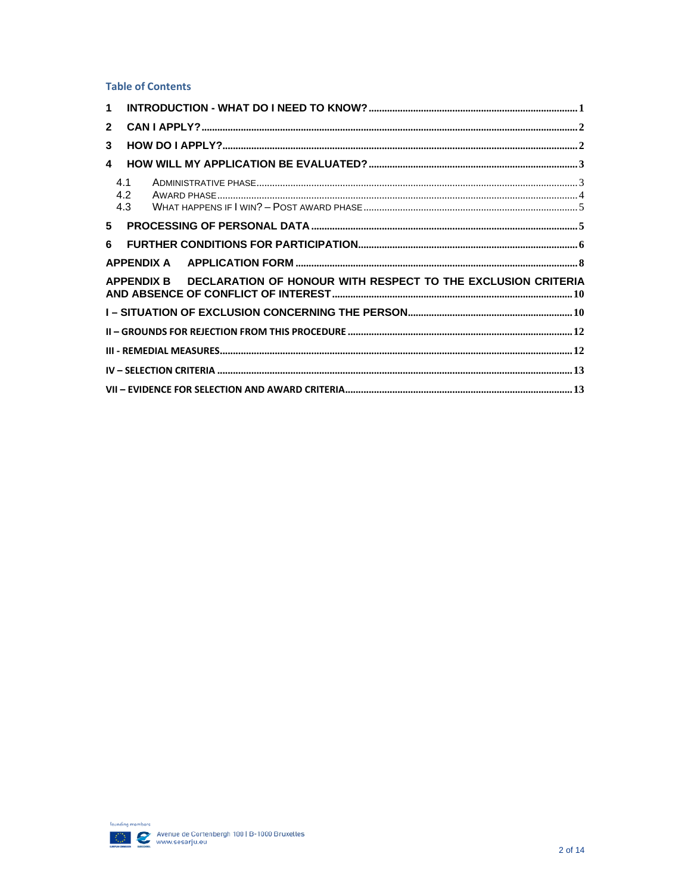## Table of Contents

1 INTRODUCTION - WHAT DO I NEED TO KNOW? ..... 1

2 CAN I APPLY? ..... 2

3 HOW DO I APPLY? ..... 2

4 HOW WILL MY APPLICATION BE EVALUATED? ..... 3

- 4.1 ADMINISTRATIVE PHASE ..... 3
- 4.2 AWARD PHASE ..... 4
- 4.3 WHAT HAPPENS IF I WIN? – POST AWARD PHASE ..... 5

5 PROCESSING OF PERSONAL DATA ..... 5

6 FURTHER CONDITIONS FOR PARTICIPATION ..... 6

APPENDIX A APPLICATION FORM ..... 8

APPENDIX B DECLARATION OF HONOUR WITH RESPECT TO THE EXCLUSION CRITERIA AND ABSENCE OF CONFLICT OF INTEREST ..... 10

I – SITUATION OF EXCLUSION CONCERNING THE PERSON ..... 10

II – GROUNDS FOR REJECTION FROM THIS PROCEDURE ..... 12

III - REMEDIAL MEASURES ..... 12

IV – SELECTION CRITERIA ..... 13

VII – EVIDENCE FOR SELECTION AND AWARD CRITERIA ..... 13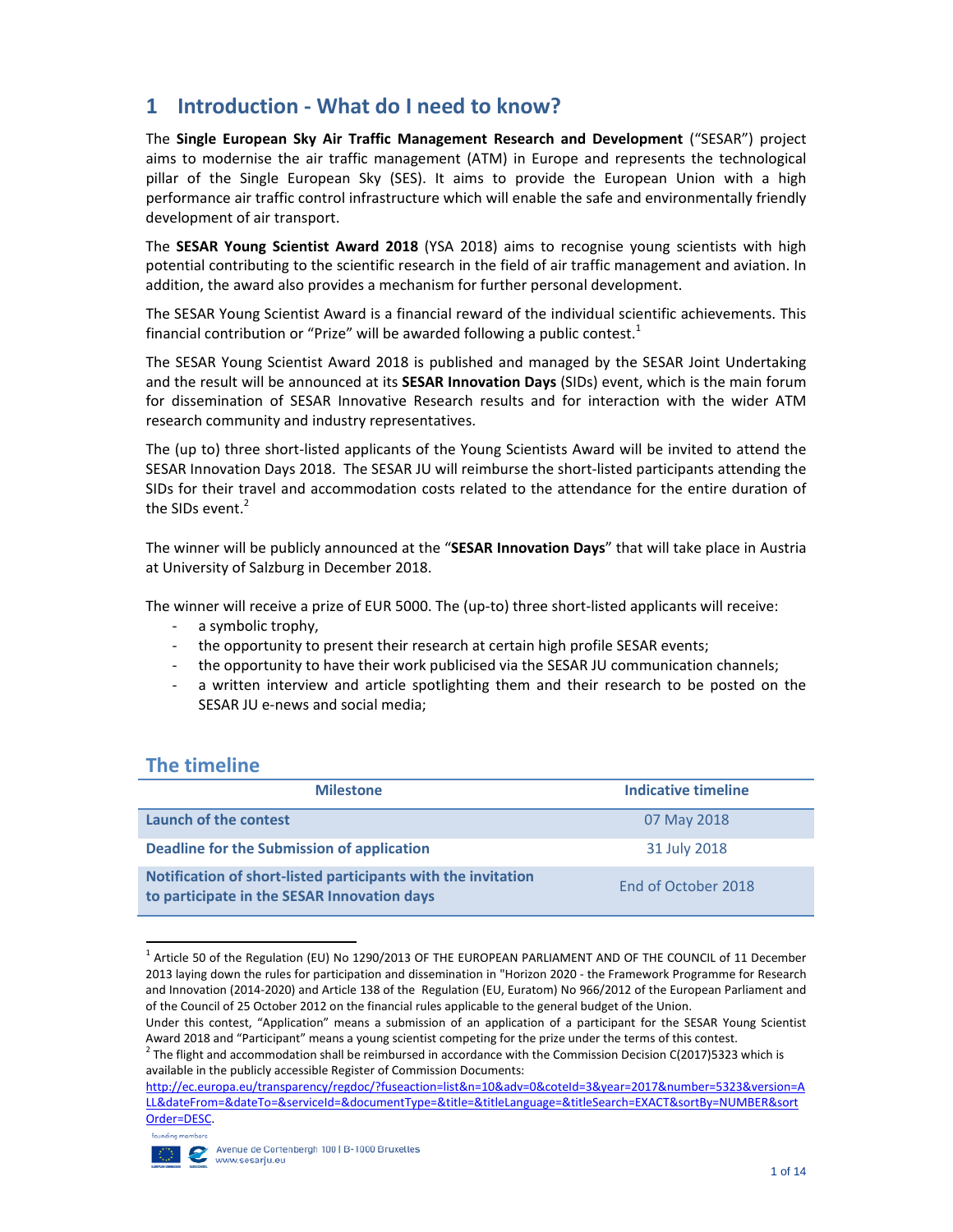# 1 Introduction - What do I need to know?

The **Single European Sky Air Traffic Management Research and Development** ("SESAR") project aims to modernise the air traffic management (ATM) in Europe and represents the technological pillar of the Single European Sky (SES). It aims to provide the European Union with a high performance air traffic control infrastructure which will enable the safe and environmentally friendly development of air transport.

The **SESAR Young Scientist Award 2018** (YSA 2018) aims to recognise young scientists with high potential contributing to the scientific research in the field of air traffic management and aviation. In addition, the award also provides a mechanism for further personal development.

The SESAR Young Scientist Award is a financial reward of the individual scientific achievements. This financial contribution or "Prize" will be awarded following a public contest.[1]

The SESAR Young Scientist Award 2018 is published and managed by the SESAR Joint Undertaking and the result will be announced at its **SESAR Innovation Days** (SIDs) event, which is the main forum for dissemination of SESAR Innovative Research results and for interaction with the wider ATM research community and industry representatives.

The (up to) three short-listed applicants of the Young Scientists Award will be invited to attend the SESAR Innovation Days 2018. The SESAR JU will reimburse the short-listed participants attending the SIDs for their travel and accommodation costs related to the attendance for the entire duration of the SIDs event.[2]

The winner will be publicly announced at the "**SESAR Innovation Days**" that will take place in Austria at University of Salzburg in December 2018.

The winner will receive a prize of EUR 5000. The (up-to) three short-listed applicants will receive:

- a symbolic trophy,
- the opportunity to present their research at certain high profile SESAR events;
- the opportunity to have their work publicised via the SESAR JU communication channels;
- a written interview and article spotlighting them and their research to be posted on the SESAR JU e-news and social media;

## The timeline

| Milestone | Indicative timeline |
| --- | --- |
| **Launch of the contest** | 07 May 2018 |
| **Deadline for the Submission of application** | 31 July 2018 |
| **Notification of short-listed participants with the invitation to participate in the SESAR Innovation days** | End of October 2018 |

---

[1] Article 50 of the Regulation (EU) No 1290/2013 OF THE EUROPEAN PARLIAMENT AND OF THE COUNCIL of 11 December 2013 laying down the rules for participation and dissemination in "Horizon 2020 - the Framework Programme for Research and Innovation (2014-2020) and Article 138 of the Regulation (EU, Euratom) No 966/2012 of the European Parliament and of the Council of 25 October 2012 on the financial rules applicable to the general budget of the Union.
Under this contest, "Application" means a submission of an application of a participant for the SESAR Young Scientist Award 2018 and "Participant" means a young scientist competing for the prize under the terms of this contest.

[2] The flight and accommodation shall be reimbursed in accordance with the Commission Decision C(2017)5323 which is available in the publicly accessible Register of Commission Documents: http://ec.europa.eu/transparency/regdoc/?fuseaction=list&n=10&adv=0&coteId=3&year=2017&number=5323&version=ALL&dateFrom=&dateTo=&serviceId=&documentType=&title=&titleLanguage=&titleSearch=EXACT&sortBy=NUMBER&sortOrder=DESC.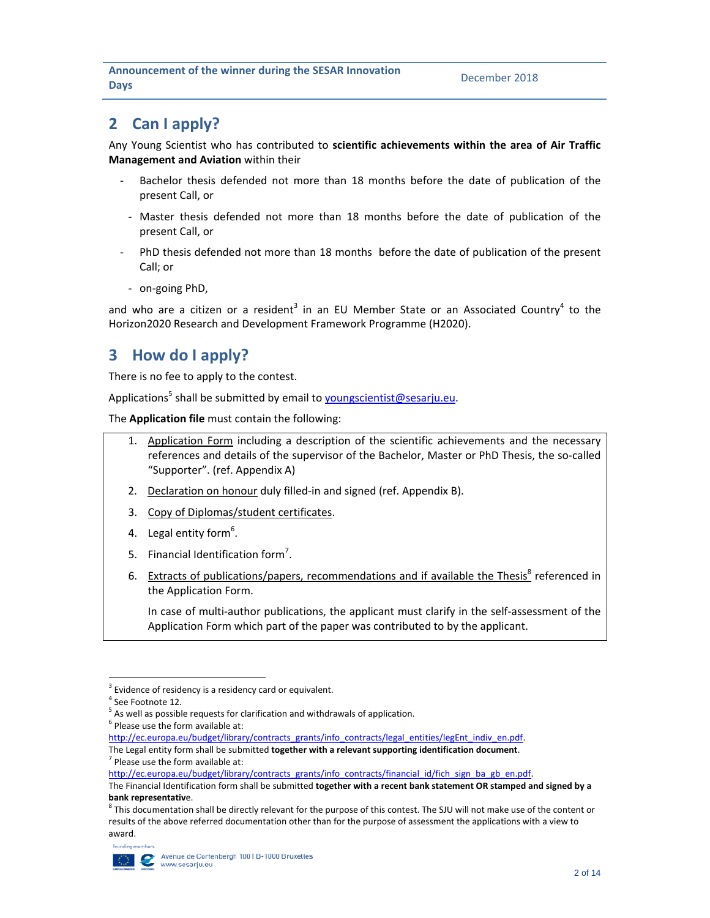## 2 Can I apply?

Any Young Scientist who has contributed to **scientific achievements within the area of Air Traffic Management and Aviation** within their

- Bachelor thesis defended not more than 18 months before the date of publication of the present Call, or
- Master thesis defended not more than 18 months before the date of publication of the present Call, or
- PhD thesis defended not more than 18 months before the date of publication of the present Call; or
- on-going PhD,

and who are a citizen or a resident[3] in an EU Member State or an Associated Country[4] to the Horizon2020 Research and Development Framework Programme (H2020).

## 3 How do I apply?

There is no fee to apply to the contest.

Applications[5] shall be submitted by email to youngscientist@sesarju.eu.

The **Application file** must contain the following:

1. Application Form including a description of the scientific achievements and the necessary references and details of the supervisor of the Bachelor, Master or PhD Thesis, the so-called "Supporter". (ref. Appendix A)
2. Declaration on honour duly filled-in and signed (ref. Appendix B).
3. Copy of Diplomas/student certificates.
4. Legal entity form[6].
5. Financial Identification form[7].
6. Extracts of publications/papers, recommendations and if available the Thesis[8] referenced in the Application Form.

   In case of multi-author publications, the applicant must clarify in the self-assessment of the Application Form which part of the paper was contributed to by the applicant.

---

[3] Evidence of residency is a residency card or equivalent.

[4] See Footnote 12.

[5] As well as possible requests for clarification and withdrawals of application.

[6] Please use the form available at: http://ec.europa.eu/budget/library/contracts_grants/info_contracts/legal_entities/legEnt_indiv_en.pdf.
The Legal entity form shall be submitted **together with a relevant supporting identification document**.

[7] Please use the form available at: http://ec.europa.eu/budget/library/contracts_grants/info_contracts/financial_id/fich_sign_ba_gb_en.pdf.
The Financial Identification form shall be submitted **together with a recent bank statement OR stamped and signed by a bank representative**.

[8] This documentation shall be directly relevant for the purpose of this contest. The SJU will not make use of the content or results of the above referred documentation other than for the purpose of assessment the applications with a view to award.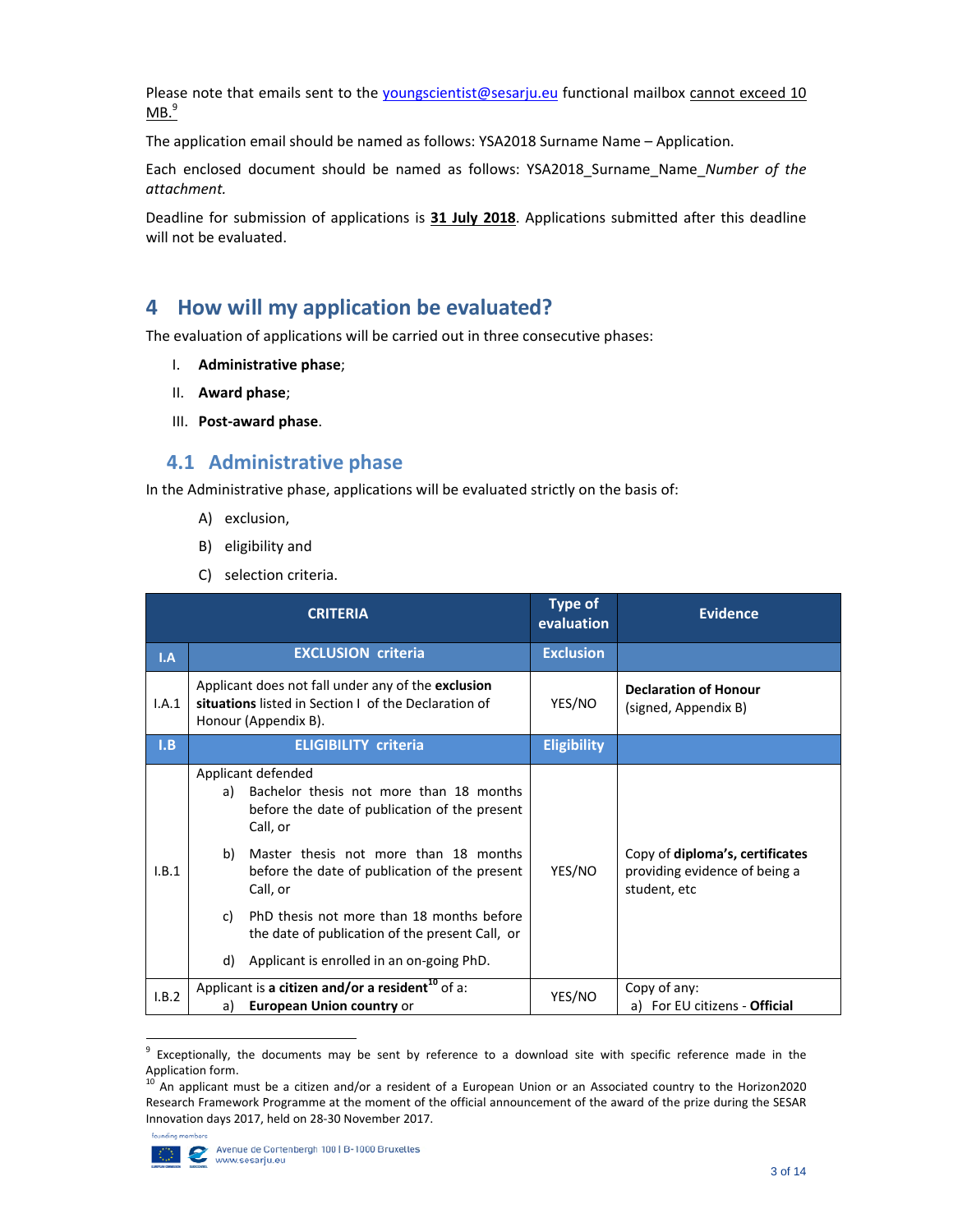Please note that emails sent to the youngscientist@sesarju.eu functional mailbox cannot exceed 10 MB.[9]

The application email should be named as follows: YSA2018 Surname Name – Application.

Each enclosed document should be named as follows: YSA2018_Surname_Name_*Number of the attachment.*

Deadline for submission of applications is **31 July 2018**. Applications submitted after this deadline will not be evaluated.

# 4 How will my application be evaluated?

The evaluation of applications will be carried out in three consecutive phases:

I. **Administrative phase**;

II. **Award phase**;

III. **Post-award phase**.

## 4.1 Administrative phase

In the Administrative phase, applications will be evaluated strictly on the basis of:

A) exclusion,

B) eligibility and

C) selection criteria.

| | CRITERIA | Type of evaluation | Evidence |
|---|---|---|---|
| **I.A** | **EXCLUSION criteria** | **Exclusion** | |
| I.A.1 | Applicant does not fall under any of the **exclusion situations** listed in Section I of the Declaration of Honour (Appendix B). | YES/NO | **Declaration of Honour** (signed, Appendix B) |
| **I.B** | **ELIGIBILITY criteria** | **Eligibility** | |
| I.B.1 | Applicant defended<br>a) Bachelor thesis not more than 18 months before the date of publication of the present Call, or<br>b) Master thesis not more than 18 months before the date of publication of the present Call, or<br>c) PhD thesis not more than 18 months before the date of publication of the present Call, or<br>d) Applicant is enrolled in an on-going PhD. | YES/NO | Copy of **diploma's, certificates** providing evidence of being a student, etc |
| I.B.2 | Applicant is **a citizen and/or a resident**[10] of a:<br>a) **European Union country** or | YES/NO | Copy of any:<br>a) For EU citizens - **Official** |

[9] Exceptionally, the documents may be sent by reference to a download site with specific reference made in the Application form.

[10] An applicant must be a citizen and/or a resident of a European Union or an Associated country to the Horizon2020 Research Framework Programme at the moment of the official announcement of the award of the prize during the SESAR Innovation days 2017, held on 28-30 November 2017.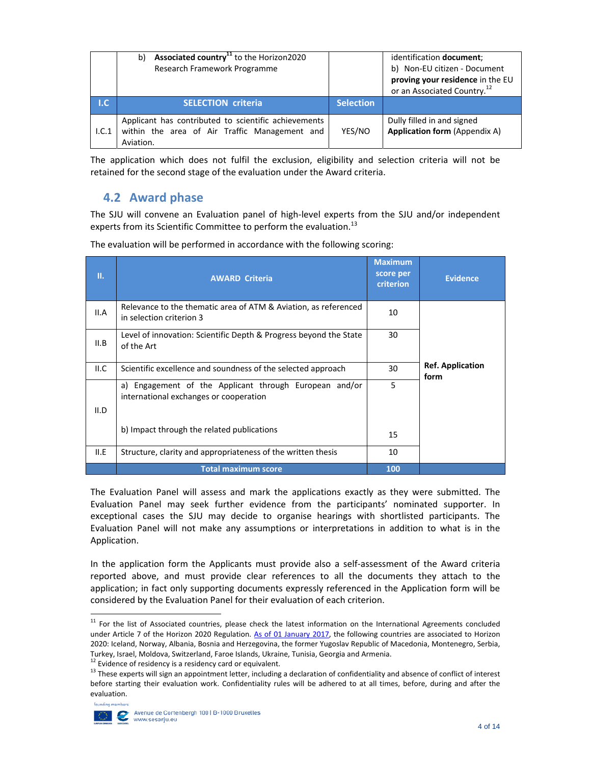|  | b) **Associated country**[11] to the Horizon2020 Research Framework Programme |  | identification **document**; b) Non-EU citizen - Document **proving your residence** in the EU or an Associated Country.[12] |
|---|---|---|---|
| **I.C** | **SELECTION criteria** | **Selection** |  |
| I.C.1 | Applicant has contributed to scientific achievements within the area of Air Traffic Management and Aviation. | YES/NO | Dully filled in and signed **Application form** (Appendix A) |

The application which does not fulfil the exclusion, eligibility and selection criteria will not be retained for the second stage of the evaluation under the Award criteria.

## 4.2 Award phase

The SJU will convene an Evaluation panel of high-level experts from the SJU and/or independent experts from its Scientific Committee to perform the evaluation.[13]

The evaluation will be performed in accordance with the following scoring:

| **II.** | **AWARD Criteria** | **Maximum score per criterion** | **Evidence** |
|---|---|---|---|
| II.A | Relevance to the thematic area of ATM & Aviation, as referenced in selection criterion 3 | 10 | **Ref. Application form** |
| II.B | Level of innovation: Scientific Depth & Progress beyond the State of the Art | 30 | |
| II.C | Scientific excellence and soundness of the selected approach | 30 | |
| II.D | a) Engagement of the Applicant through European and/or international exchanges or cooperation | 5 | |
| | b) Impact through the related publications | 15 | |
| II.E | Structure, clarity and appropriateness of the written thesis | 10 | |
|  | **Total maximum score** | **100** |  |

The Evaluation Panel will assess and mark the applications exactly as they were submitted. The Evaluation Panel may seek further evidence from the participants' nominated supporter. In exceptional cases the SJU may decide to organise hearings with shortlisted participants. The Evaluation Panel will not make any assumptions or interpretations in addition to what is in the Application.

In the application form the Applicants must provide also a self-assessment of the Award criteria reported above, and must provide clear references to all the documents they attach to the application; in fact only supporting documents expressly referenced in the Application form will be considered by the Evaluation Panel for their evaluation of each criterion.

---

[11] For the list of Associated countries, please check the latest information on the International Agreements concluded under Article 7 of the Horizon 2020 Regulation. As of 01 January 2017, the following countries are associated to Horizon 2020: Iceland, Norway, Albania, Bosnia and Herzegovina, the former Yugoslav Republic of Macedonia, Montenegro, Serbia, Turkey, Israel, Moldova, Switzerland, Faroe Islands, Ukraine, Tunisia, Georgia and Armenia.

[12] Evidence of residency is a residency card or equivalent.

[13] These experts will sign an appointment letter, including a declaration of confidentiality and absence of conflict of interest before starting their evaluation work. Confidentiality rules will be adhered to at all times, before, during and after the evaluation.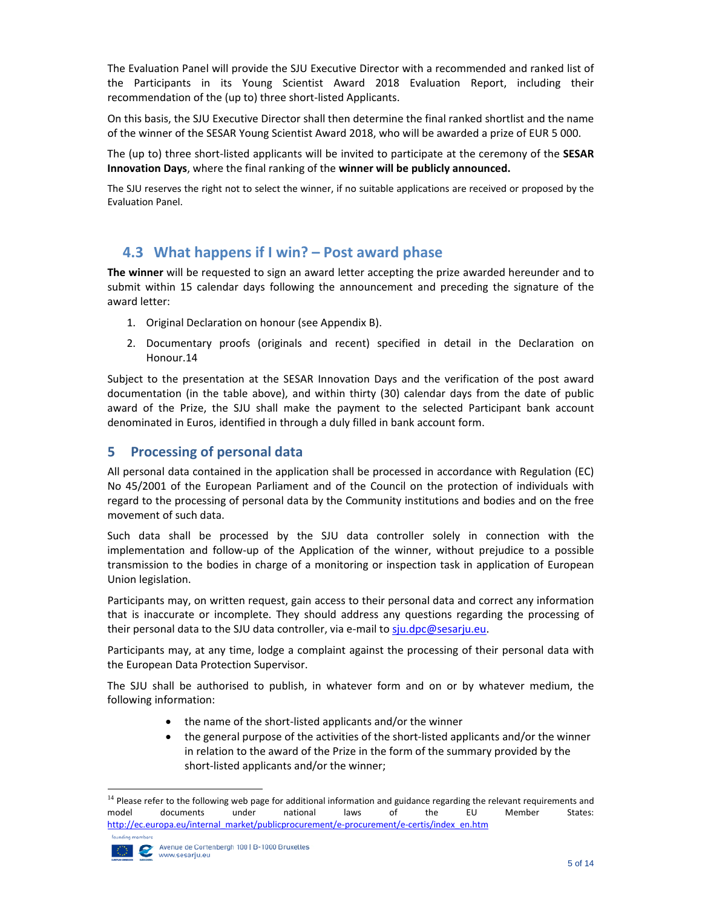The Evaluation Panel will provide the SJU Executive Director with a recommended and ranked list of the Participants in its Young Scientist Award 2018 Evaluation Report, including their recommendation of the (up to) three short-listed Applicants.

On this basis, the SJU Executive Director shall then determine the final ranked shortlist and the name of the winner of the SESAR Young Scientist Award 2018, who will be awarded a prize of EUR 5 000.

The (up to) three short-listed applicants will be invited to participate at the ceremony of the **SESAR Innovation Days**, where the final ranking of the **winner will be publicly announced.**

The SJU reserves the right not to select the winner, if no suitable applications are received or proposed by the Evaluation Panel.

## 4.3 What happens if I win? – Post award phase

**The winner** will be requested to sign an award letter accepting the prize awarded hereunder and to submit within 15 calendar days following the announcement and preceding the signature of the award letter:

1. Original Declaration on honour (see Appendix B).
2. Documentary proofs (originals and recent) specified in detail in the Declaration on Honour.[14]

Subject to the presentation at the SESAR Innovation Days and the verification of the post award documentation (in the table above), and within thirty (30) calendar days from the date of public award of the Prize, the SJU shall make the payment to the selected Participant bank account denominated in Euros, identified in through a duly filled in bank account form.

# 5 Processing of personal data

All personal data contained in the application shall be processed in accordance with Regulation (EC) No 45/2001 of the European Parliament and of the Council on the protection of individuals with regard to the processing of personal data by the Community institutions and bodies and on the free movement of such data.

Such data shall be processed by the SJU data controller solely in connection with the implementation and follow-up of the Application of the winner, without prejudice to a possible transmission to the bodies in charge of a monitoring or inspection task in application of European Union legislation.

Participants may, on written request, gain access to their personal data and correct any information that is inaccurate or incomplete. They should address any questions regarding the processing of their personal data to the SJU data controller, via e-mail to sju.dpc@sesarju.eu.

Participants may, at any time, lodge a complaint against the processing of their personal data with the European Data Protection Supervisor.

The SJU shall be authorised to publish, in whatever form and on or by whatever medium, the following information:

- the name of the short-listed applicants and/or the winner
- the general purpose of the activities of the short-listed applicants and/or the winner in relation to the award of the Prize in the form of the summary provided by the short-listed applicants and/or the winner;

[14] Please refer to the following web page for additional information and guidance regarding the relevant requirements and model documents under national laws of the EU Member States: http://ec.europa.eu/internal_market/publicprocurement/e-procurement/e-certis/index_en.htm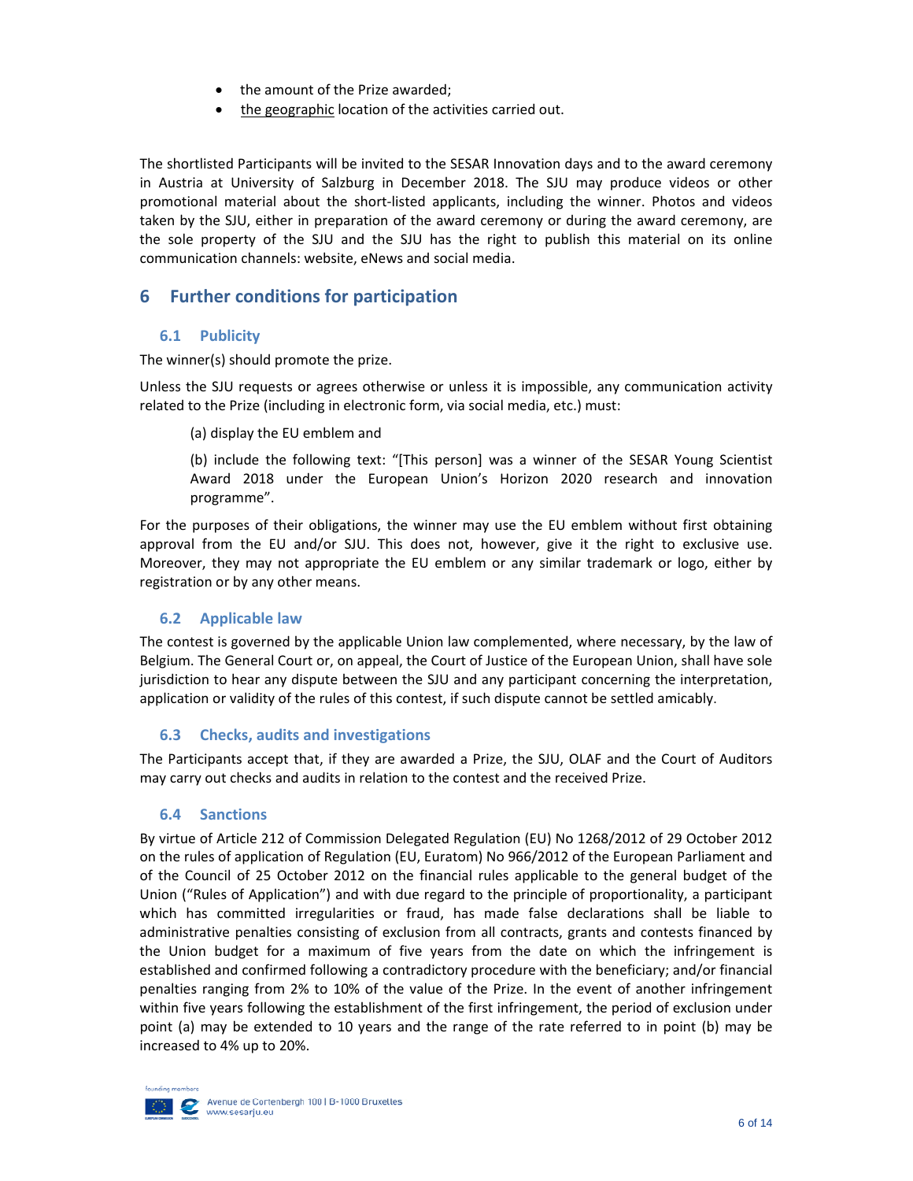- the amount of the Prize awarded;
- the geographic location of the activities carried out.

The shortlisted Participants will be invited to the SESAR Innovation days and to the award ceremony in Austria at University of Salzburg in December 2018. The SJU may produce videos or other promotional material about the short-listed applicants, including the winner. Photos and videos taken by the SJU, either in preparation of the award ceremony or during the award ceremony, are the sole property of the SJU and the SJU has the right to publish this material on its online communication channels: website, eNews and social media.

## 6 Further conditions for participation

### 6.1 Publicity

The winner(s) should promote the prize.

Unless the SJU requests or agrees otherwise or unless it is impossible, any communication activity related to the Prize (including in electronic form, via social media, etc.) must:

(a) display the EU emblem and

(b) include the following text: "[This person] was a winner of the SESAR Young Scientist Award 2018 under the European Union's Horizon 2020 research and innovation programme".

For the purposes of their obligations, the winner may use the EU emblem without first obtaining approval from the EU and/or SJU. This does not, however, give it the right to exclusive use. Moreover, they may not appropriate the EU emblem or any similar trademark or logo, either by registration or by any other means.

### 6.2 Applicable law

The contest is governed by the applicable Union law complemented, where necessary, by the law of Belgium. The General Court or, on appeal, the Court of Justice of the European Union, shall have sole jurisdiction to hear any dispute between the SJU and any participant concerning the interpretation, application or validity of the rules of this contest, if such dispute cannot be settled amicably.

### 6.3 Checks, audits and investigations

The Participants accept that, if they are awarded a Prize, the SJU, OLAF and the Court of Auditors may carry out checks and audits in relation to the contest and the received Prize.

### 6.4 Sanctions

By virtue of Article 212 of Commission Delegated Regulation (EU) No 1268/2012 of 29 October 2012 on the rules of application of Regulation (EU, Euratom) No 966/2012 of the European Parliament and of the Council of 25 October 2012 on the financial rules applicable to the general budget of the Union ("Rules of Application") and with due regard to the principle of proportionality, a participant which has committed irregularities or fraud, has made false declarations shall be liable to administrative penalties consisting of exclusion from all contracts, grants and contests financed by the Union budget for a maximum of five years from the date on which the infringement is established and confirmed following a contradictory procedure with the beneficiary; and/or financial penalties ranging from 2% to 10% of the value of the Prize. In the event of another infringement within five years following the establishment of the first infringement, the period of exclusion under point (a) may be extended to 10 years and the range of the rate referred to in point (b) may be increased to 4% up to 20%.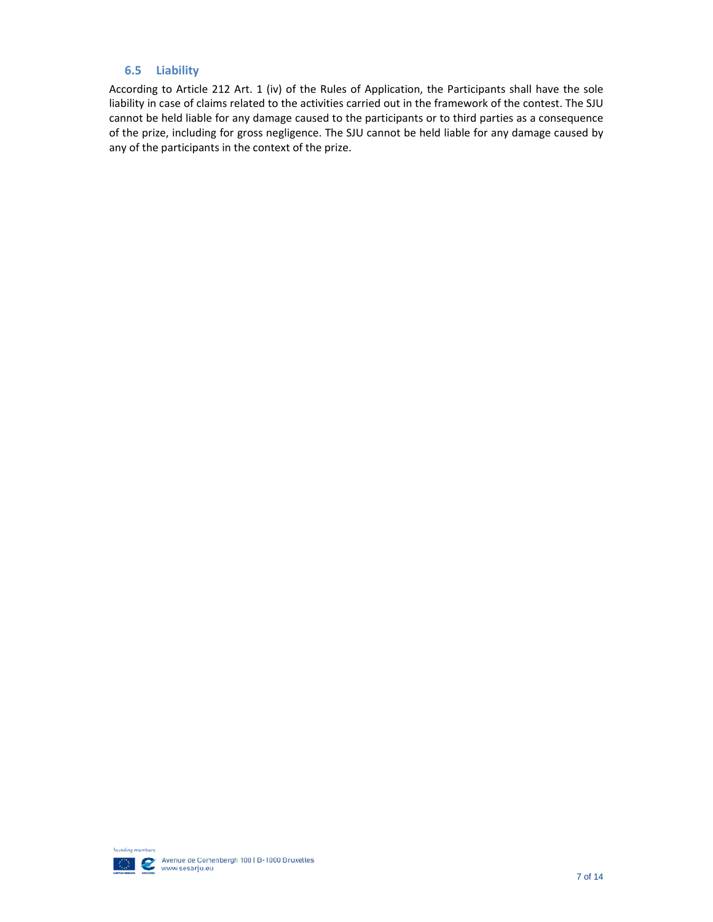### 6.5 Liability

According to Article 212 Art. 1 (iv) of the Rules of Application, the Participants shall have the sole liability in case of claims related to the activities carried out in the framework of the contest. The SJU cannot be held liable for any damage caused to the participants or to third parties as a consequence of the prize, including for gross negligence. The SJU cannot be held liable for any damage caused by any of the participants in the context of the prize.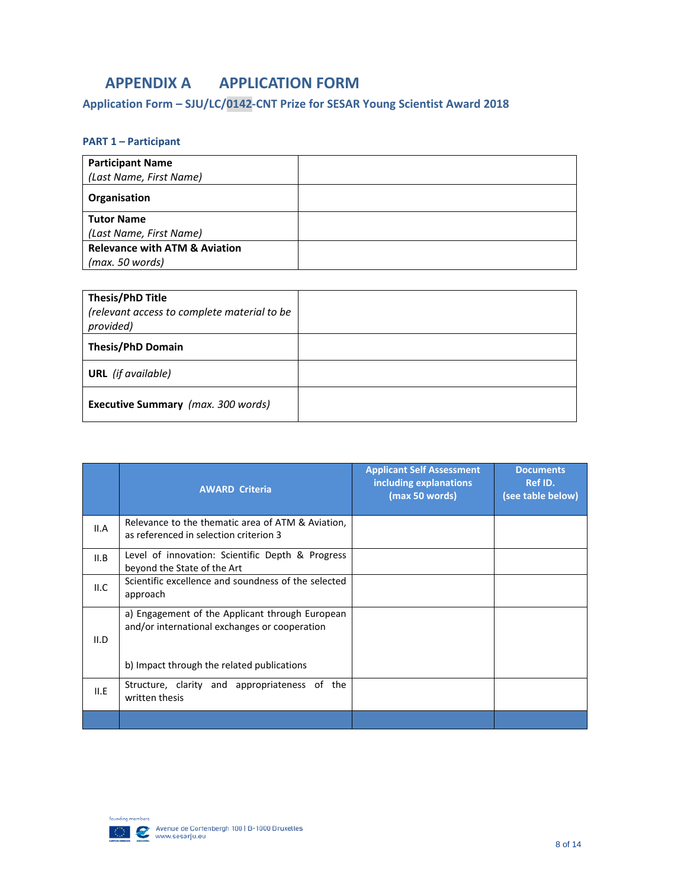# APPENDIX A APPLICATION FORM

## Application Form – SJU/LC/0142-CNT Prize for SESAR Young Scientist Award 2018

### PART 1 – Participant

| **Participant Name** *(Last Name, First Name)* | |
|---|---|
| **Organisation** | |
| **Tutor Name** *(Last Name, First Name)* | |
| **Relevance with ATM & Aviation** *(max. 50 words)* | |

| **Thesis/PhD Title** *(relevant access to complete material to be provided)* | |
|---|---|
| **Thesis/PhD Domain** | |
| **URL** *(if available)* | |
| **Executive Summary** *(max. 300 words)* | |

| | **AWARD Criteria** | **Applicant Self Assessment including explanations (max 50 words)** | **Documents Ref ID. (see table below)** |
|---|---|---|---|
| II.A | Relevance to the thematic area of ATM & Aviation, as referenced in selection criterion 3 | | |
| II.B | Level of innovation: Scientific Depth & Progress beyond the State of the Art | | |
| II.C | Scientific excellence and soundness of the selected approach | | |
| II.D | a) Engagement of the Applicant through European and/or international exchanges or cooperation<br><br>b) Impact through the related publications | | |
| II.E | Structure, clarity and appropriateness of the written thesis | | |
| | | | |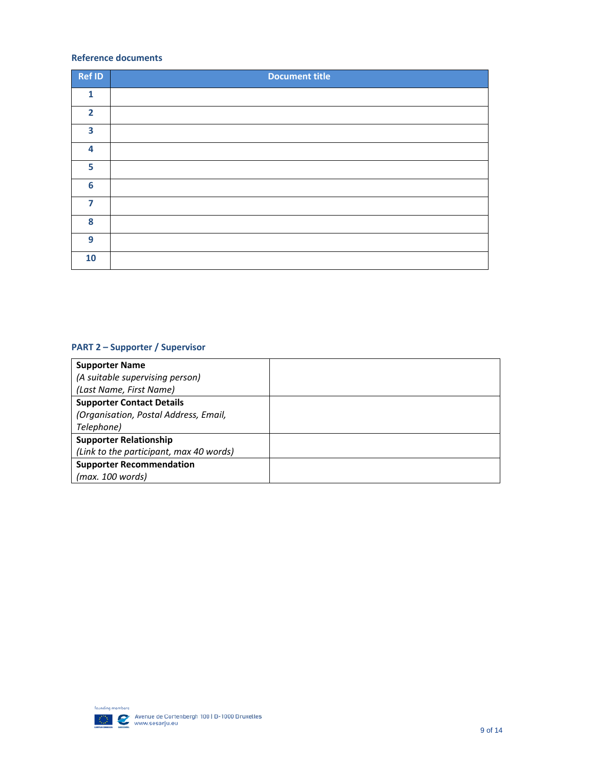### Reference documents

| Ref ID | Document title |
|---|---|
| 1 | |
| 2 | |
| 3 | |
| 4 | |
| 5 | |
| 6 | |
| 7 | |
| 8 | |
| 9 | |
| 10 | |

### PART 2 – Supporter / Supervisor

| | |
|---|---|
| **Supporter Name**<br>*(A suitable supervising person)*<br>*(Last Name, First Name)* | |
| **Supporter Contact Details**<br>*(Organisation, Postal Address, Email, Telephone)* | |
| **Supporter Relationship**<br>*(Link to the participant, max 40 words)* | |
| **Supporter Recommendation**<br>*(max. 100 words)* | |

founding members

Avenue de Cortenbergh 100 | B-1000 Bruxelles
www.sesarju.eu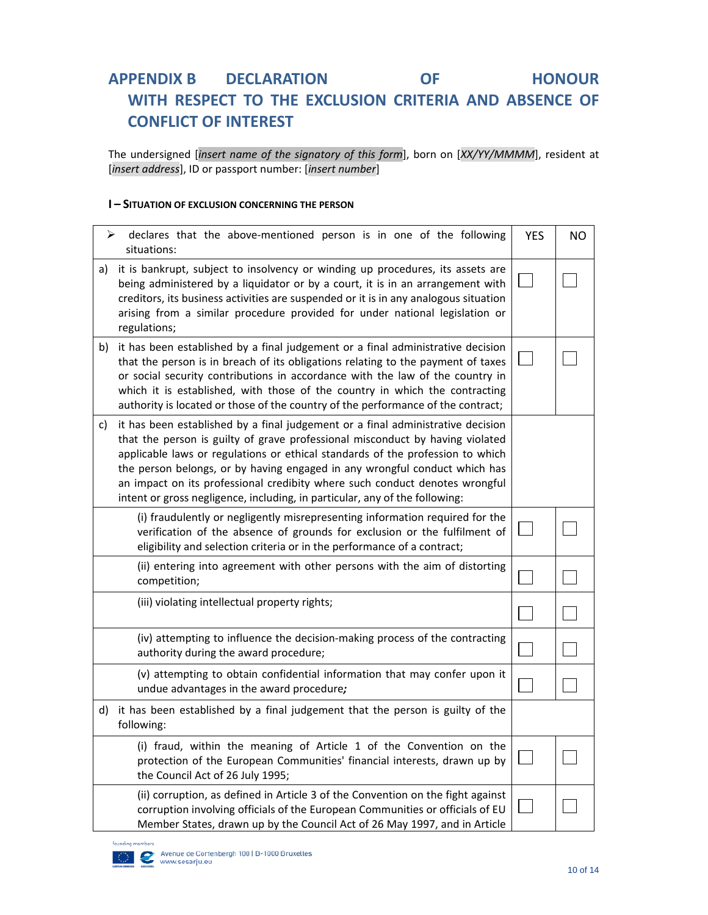# APPENDIX B DECLARATION OF HONOUR WITH RESPECT TO THE EXCLUSION CRITERIA AND ABSENCE OF CONFLICT OF INTEREST

The undersigned [*insert name of the signatory of this form*], born on [*XX/YY/MMMM*], resident at [*insert address*], ID or passport number: [*insert number*]

#### I – SITUATION OF EXCLUSION CONCERNING THE PERSON

| ➢ declares that the above-mentioned person is in one of the following situations: | YES | NO |
|---|---|---|
| a) it is bankrupt, subject to insolvency or winding up procedures, its assets are being administered by a liquidator or by a court, it is in an arrangement with creditors, its business activities are suspended or it is in any analogous situation arising from a similar procedure provided for under national legislation or regulations; | ☐ | ☐ |
| b) it has been established by a final judgement or a final administrative decision that the person is in breach of its obligations relating to the payment of taxes or social security contributions in accordance with the law of the country in which it is established, with those of the country in which the contracting authority is located or those of the country of the performance of the contract; | ☐ | ☐ |
| c) it has been established by a final judgement or a final administrative decision that the person is guilty of grave professional misconduct by having violated applicable laws or regulations or ethical standards of the profession to which the person belongs, or by having engaged in any wrongful conduct which has an impact on its professional credibility where such conduct denotes wrongful intent or gross negligence, including, in particular, any of the following: | | |
| (i) fraudulently or negligently misrepresenting information required for the verification of the absence of grounds for exclusion or the fulfilment of eligibility and selection criteria or in the performance of a contract; | ☐ | ☐ |
| (ii) entering into agreement with other persons with the aim of distorting competition; | ☐ | ☐ |
| (iii) violating intellectual property rights; | ☐ | ☐ |
| (iv) attempting to influence the decision-making process of the contracting authority during the award procedure; | ☐ | ☐ |
| (v) attempting to obtain confidential information that may confer upon it undue advantages in the award procedure*;* | ☐ | ☐ |
| d) it has been established by a final judgement that the person is guilty of the following: | | |
| (i) fraud, within the meaning of Article 1 of the Convention on the protection of the European Communities' financial interests, drawn up by the Council Act of 26 July 1995; | ☐ | ☐ |
| (ii) corruption, as defined in Article 3 of the Convention on the fight against corruption involving officials of the European Communities or officials of EU Member States, drawn up by the Council Act of 26 May 1997, and in Article | ☐ | ☐ |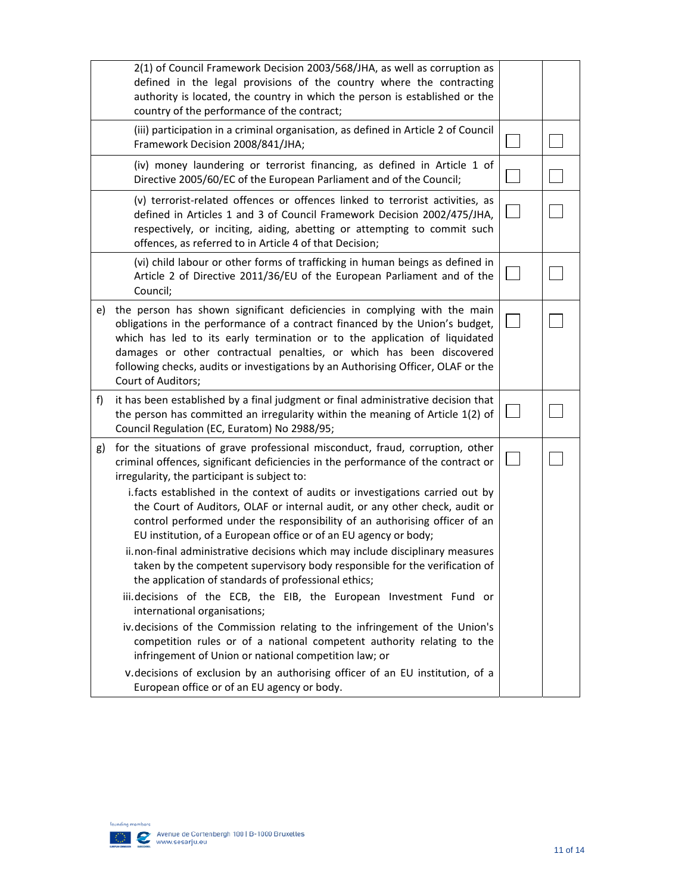| | | | |
|---|---|---|---|
| | 2(1) of Council Framework Decision 2003/568/JHA, as well as corruption as defined in the legal provisions of the country where the contracting authority is located, the country in which the person is established or the country of the performance of the contract; | | |
| | (iii) participation in a criminal organisation, as defined in Article 2 of Council Framework Decision 2008/841/JHA; | ☐ | ☐ |
| | (iv) money laundering or terrorist financing, as defined in Article 1 of Directive 2005/60/EC of the European Parliament and of the Council; | ☐ | ☐ |
| | (v) terrorist-related offences or offences linked to terrorist activities, as defined in Articles 1 and 3 of Council Framework Decision 2002/475/JHA, respectively, or inciting, aiding, abetting or attempting to commit such offences, as referred to in Article 4 of that Decision; | ☐ | ☐ |
| | (vi) child labour or other forms of trafficking in human beings as defined in Article 2 of Directive 2011/36/EU of the European Parliament and of the Council; | ☐ | ☐ |
| e) | the person has shown significant deficiencies in complying with the main obligations in the performance of a contract financed by the Union's budget, which has led to its early termination or to the application of liquidated damages or other contractual penalties, or which has been discovered following checks, audits or investigations by an Authorising Officer, OLAF or the Court of Auditors; | ☐ | ☐ |
| f) | it has been established by a final judgment or final administrative decision that the person has committed an irregularity within the meaning of Article 1(2) of Council Regulation (EC, Euratom) No 2988/95; | ☐ | ☐ |
| g) | for the situations of grave professional misconduct, fraud, corruption, other criminal offences, significant deficiencies in the performance of the contract or irregularity, the participant is subject to:<br>i. facts established in the context of audits or investigations carried out by the Court of Auditors, OLAF or internal audit, or any other check, audit or control performed under the responsibility of an authorising officer of an EU institution, of a European office or of an EU agency or body;<br>ii. non-final administrative decisions which may include disciplinary measures taken by the competent supervisory body responsible for the verification of the application of standards of professional ethics;<br>iii. decisions of the ECB, the EIB, the European Investment Fund or international organisations;<br>iv. decisions of the Commission relating to the infringement of the Union's competition rules or of a national competent authority relating to the infringement of Union or national competition law; or<br>v. decisions of exclusion by an authorising officer of an EU institution, of a European office or of an EU agency or body. | ☐ | ☐ |

Avenue de Cortenbergh 100 | B-1000 Bruxelles
www.sesarju.eu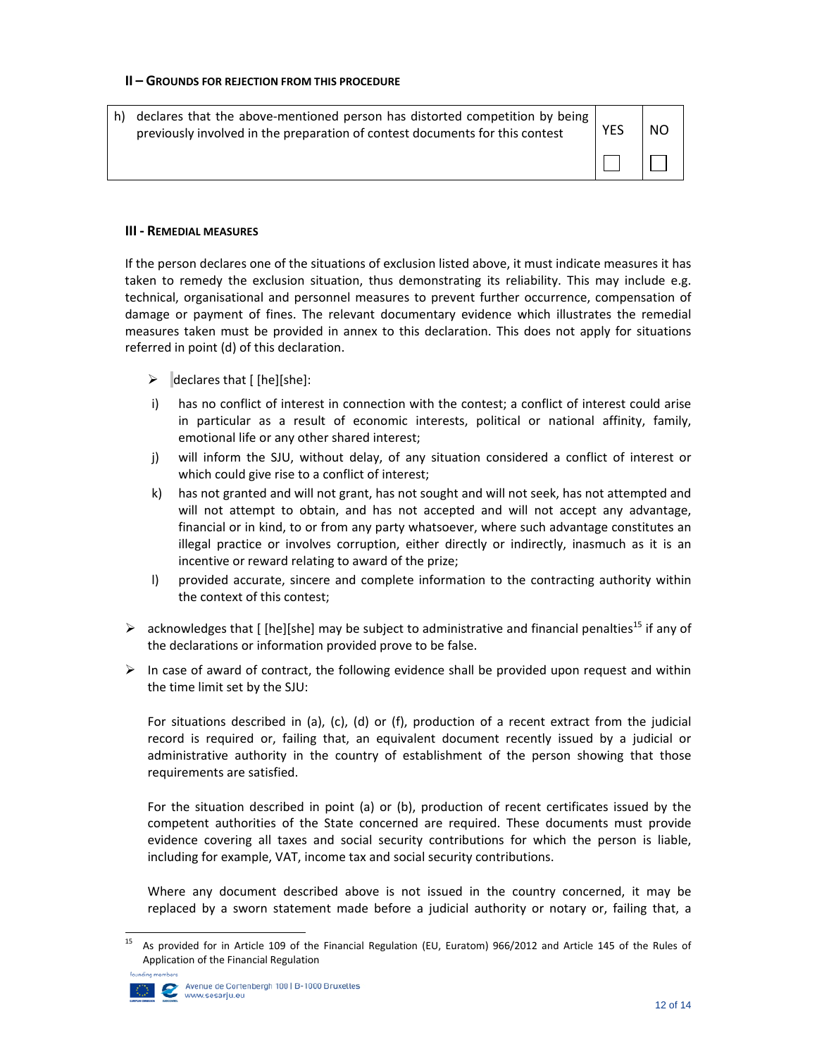**II – GROUNDS FOR REJECTION FROM THIS PROCEDURE**

| | | YES | NO |
|---|---|---|---|
| h) | declares that the above-mentioned person has distorted competition by being previously involved in the preparation of contest documents for this contest | ☐ | ☐ |

**III - REMEDIAL MEASURES**

If the person declares one of the situations of exclusion listed above, it must indicate measures it has taken to remedy the exclusion situation, thus demonstrating its reliability. This may include e.g. technical, organisational and personnel measures to prevent further occurrence, compensation of damage or payment of fines. The relevant documentary evidence which illustrates the remedial measures taken must be provided in annex to this declaration. This does not apply for situations referred in point (d) of this declaration.

- declares that [ [he][she]:

i) has no conflict of interest in connection with the contest; a conflict of interest could arise in particular as a result of economic interests, political or national affinity, family, emotional life or any other shared interest;

j) will inform the SJU, without delay, of any situation considered a conflict of interest or which could give rise to a conflict of interest;

k) has not granted and will not grant, has not sought and will not seek, has not attempted and will not attempt to obtain, and has not accepted and will not accept any advantage, financial or in kind, to or from any party whatsoever, where such advantage constitutes an illegal practice or involves corruption, either directly or indirectly, inasmuch as it is an incentive or reward relating to award of the prize;

l) provided accurate, sincere and complete information to the contracting authority within the context of this contest;

- acknowledges that [ [he][she] may be subject to administrative and financial penalties[15] if any of the declarations or information provided prove to be false.

- In case of award of contract, the following evidence shall be provided upon request and within the time limit set by the SJU:

  For situations described in (a), (c), (d) or (f), production of a recent extract from the judicial record is required or, failing that, an equivalent document recently issued by a judicial or administrative authority in the country of establishment of the person showing that those requirements are satisfied.

  For the situation described in point (a) or (b), production of recent certificates issued by the competent authorities of the State concerned are required. These documents must provide evidence covering all taxes and social security contributions for which the person is liable, including for example, VAT, income tax and social security contributions.

  Where any document described above is not issued in the country concerned, it may be replaced by a sworn statement made before a judicial authority or notary or, failing that, a

---

[15] As provided for in Article 109 of the Financial Regulation (EU, Euratom) 966/2012 and Article 145 of the Rules of Application of the Financial Regulation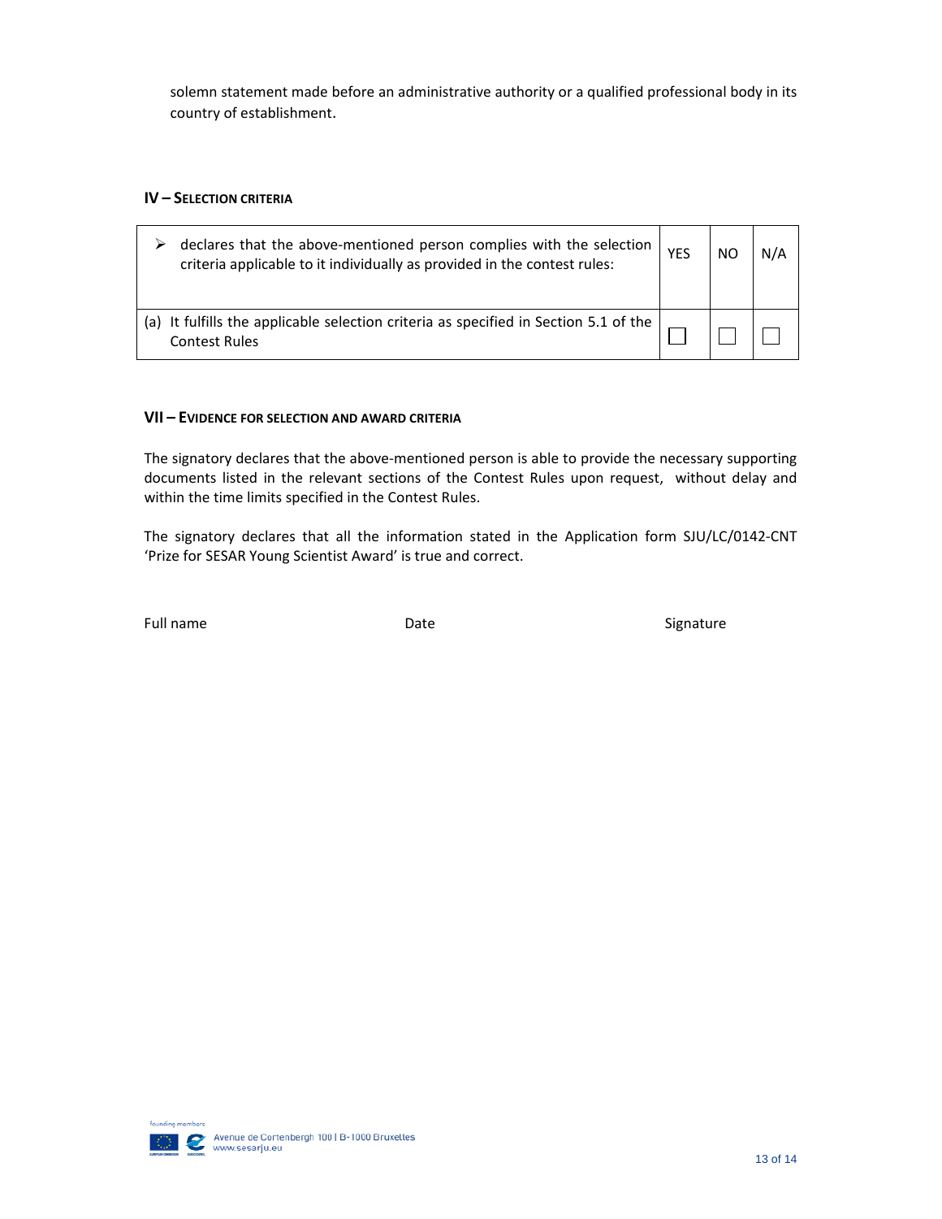solemn statement made before an administrative authority or a qualified professional body in its country of establishment.

### IV – SELECTION CRITERIA

| ➢ declares that the above-mentioned person complies with the selection criteria applicable to it individually as provided in the contest rules: | YES | NO | N/A |
|---|---|---|---|
| (a) It fulfills the applicable selection criteria as specified in Section 5.1 of the Contest Rules | ☐ | ☐ | ☐ |

### VII – EVIDENCE FOR SELECTION AND AWARD CRITERIA

The signatory declares that the above-mentioned person is able to provide the necessary supporting documents listed in the relevant sections of the Contest Rules upon request, without delay and within the time limits specified in the Contest Rules.

The signatory declares that all the information stated in the Application form SJU/LC/0142-CNT 'Prize for SESAR Young Scientist Award' is true and correct.

Full name | Date | Signature